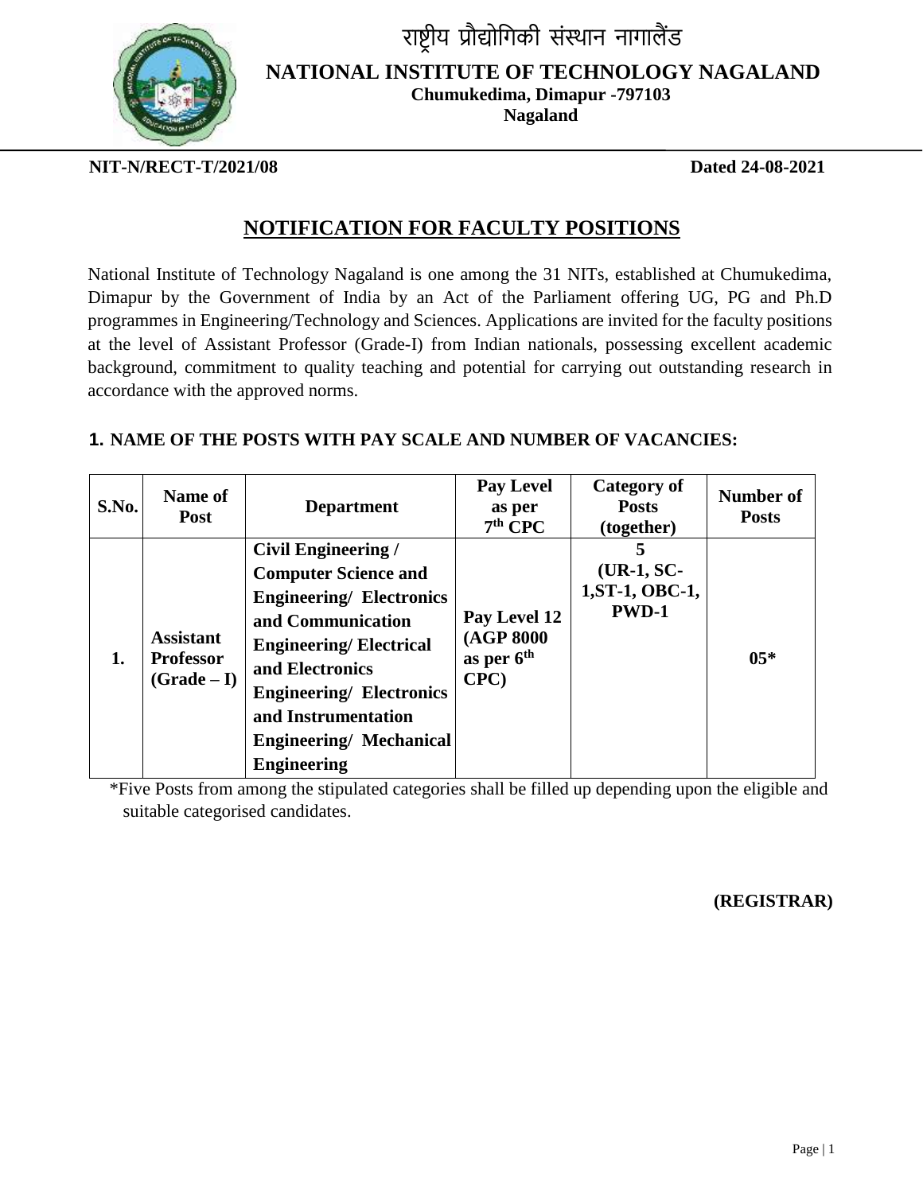# राष्ट्रीय प्रौद्योगिकी संस्थान नागालैंड

# NATIONAL INSTITUTE OF TECHNOLOGY NAGALAND

**Chumukedima, Dimapur -797103**
**Nagaland**

**NIT-N/RECT-T/2021/08** **Dated 24-08-2021**

## NOTIFICATION FOR FACULTY POSITIONS

National Institute of Technology Nagaland is one among the 31 NITs, established at Chumukedima, Dimapur by the Government of India by an Act of the Parliament offering UG, PG and Ph.D programmes in Engineering/Technology and Sciences. Applications are invited for the faculty positions at the level of Assistant Professor (Grade-I) from Indian nationals, possessing excellent academic background, commitment to quality teaching and potential for carrying out outstanding research in accordance with the approved norms.

### 1. NAME OF THE POSTS WITH PAY SCALE AND NUMBER OF VACANCIES:

| S.No. | Name of Post | Department | Pay Level as per 7th CPC | Category of Posts (together) | Number of Posts |
|---|---|---|---|---|---|
| 1. | Assistant Professor (Grade – I) | Civil Engineering / Computer Science and Engineering/ Electronics and Communication Engineering/ Electrical and Electronics Engineering/ Electronics and Instrumentation Engineering/ Mechanical Engineering | Pay Level 12 (AGP 8000 as per 6th CPC) | 5 (UR-1, SC-1,ST-1, OBC-1, PWD-1 | 05* |

*Five Posts from among the stipulated categories shall be filled up depending upon the eligible and suitable categorised candidates.

**(REGISTRAR)**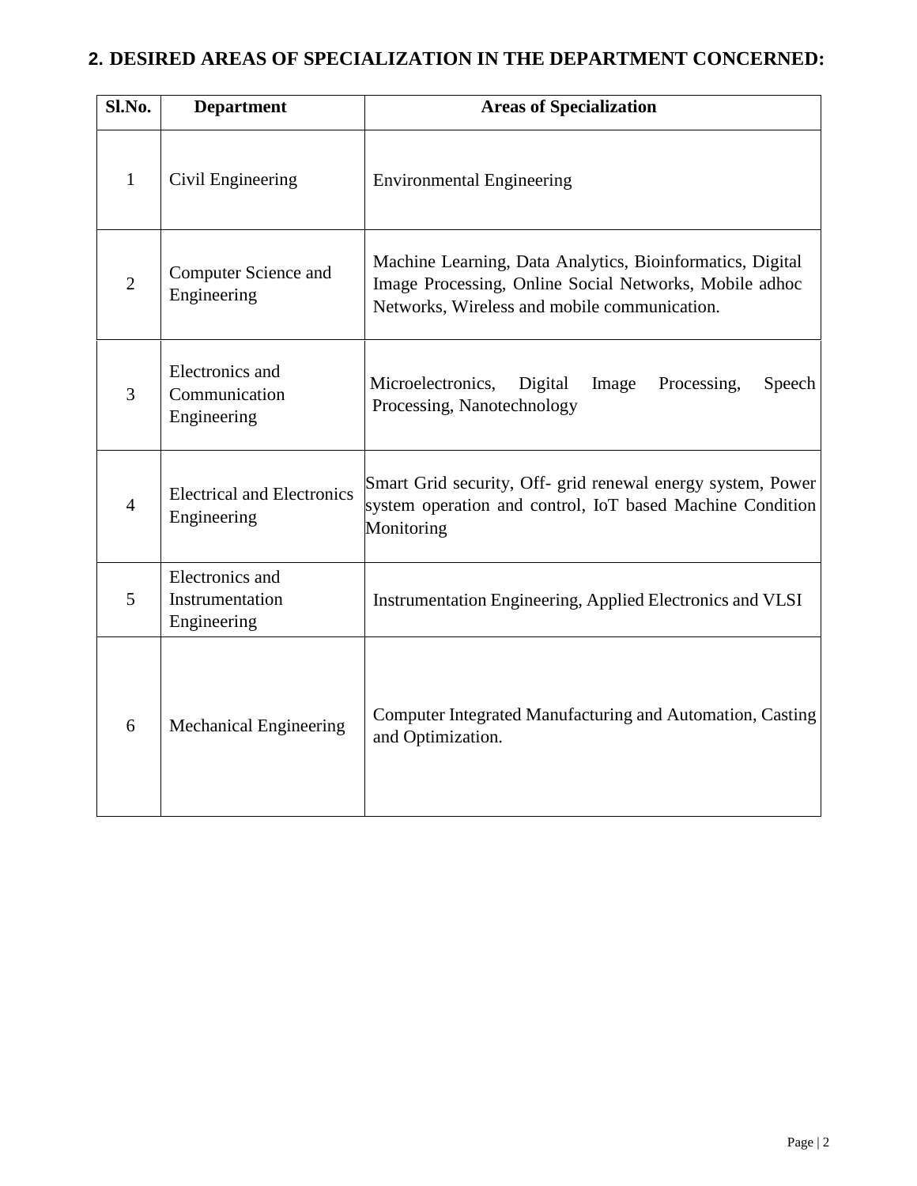## 2. DESIRED AREAS OF SPECIALIZATION IN THE DEPARTMENT CONCERNED:

| Sl.No. | Department | Areas of Specialization |
|---|---|---|
| 1 | Civil Engineering | Environmental Engineering |
| 2 | Computer Science and Engineering | Machine Learning, Data Analytics, Bioinformatics, Digital Image Processing, Online Social Networks, Mobile adhoc Networks, Wireless and mobile communication. |
| 3 | Electronics and Communication Engineering | Microelectronics, Digital Image Processing, Speech Processing, Nanotechnology |
| 4 | Electrical and Electronics Engineering | Smart Grid security, Off- grid renewal energy system, Power system operation and control, IoT based Machine Condition Monitoring |
| 5 | Electronics and Instrumentation Engineering | Instrumentation Engineering, Applied Electronics and VLSI |
| 6 | Mechanical Engineering | Computer Integrated Manufacturing and Automation, Casting and Optimization. |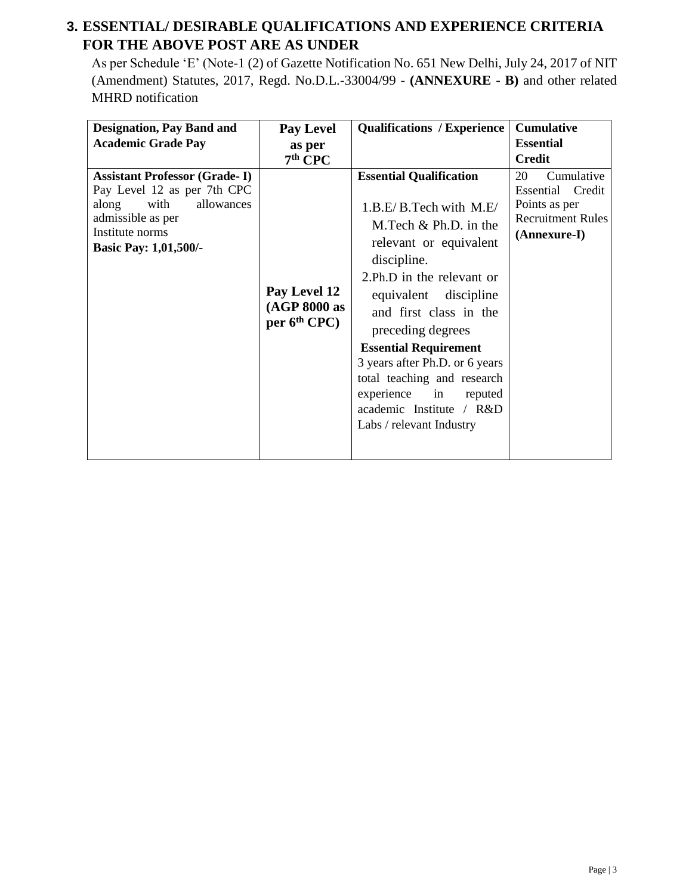## 3. ESSENTIAL/ DESIRABLE QUALIFICATIONS AND EXPERIENCE CRITERIA FOR THE ABOVE POST ARE AS UNDER

As per Schedule 'E' (Note-1 (2) of Gazette Notification No. 651 New Delhi, July 24, 2017 of NIT (Amendment) Statutes, 2017, Regd. No.D.L.-33004/99 - **(ANNEXURE - B)** and other related MHRD notification

| Designation, Pay Band and Academic Grade Pay | Pay Level as per 7th CPC | Qualifications / Experience | Cumulative Essential Credit |
|---|---|---|---|
| **Assistant Professor (Grade- I)** Pay Level 12 as per 7th CPC along with allowances admissible as per Institute norms **Basic Pay: 1,01,500/-** | **Pay Level 12 (AGP 8000 as per 6th CPC)** | **Essential Qualification** 1.B.E/ B.Tech with M.E/ M.Tech & Ph.D. in the relevant or equivalent discipline. 2.Ph.D in the relevant or equivalent discipline and first class in the preceding degrees **Essential Requirement** 3 years after Ph.D. or 6 years total teaching and research experience in reputed academic Institute / R&D Labs / relevant Industry | 20 Cumulative Essential Credit Points as per Recruitment Rules **(Annexure-I)** |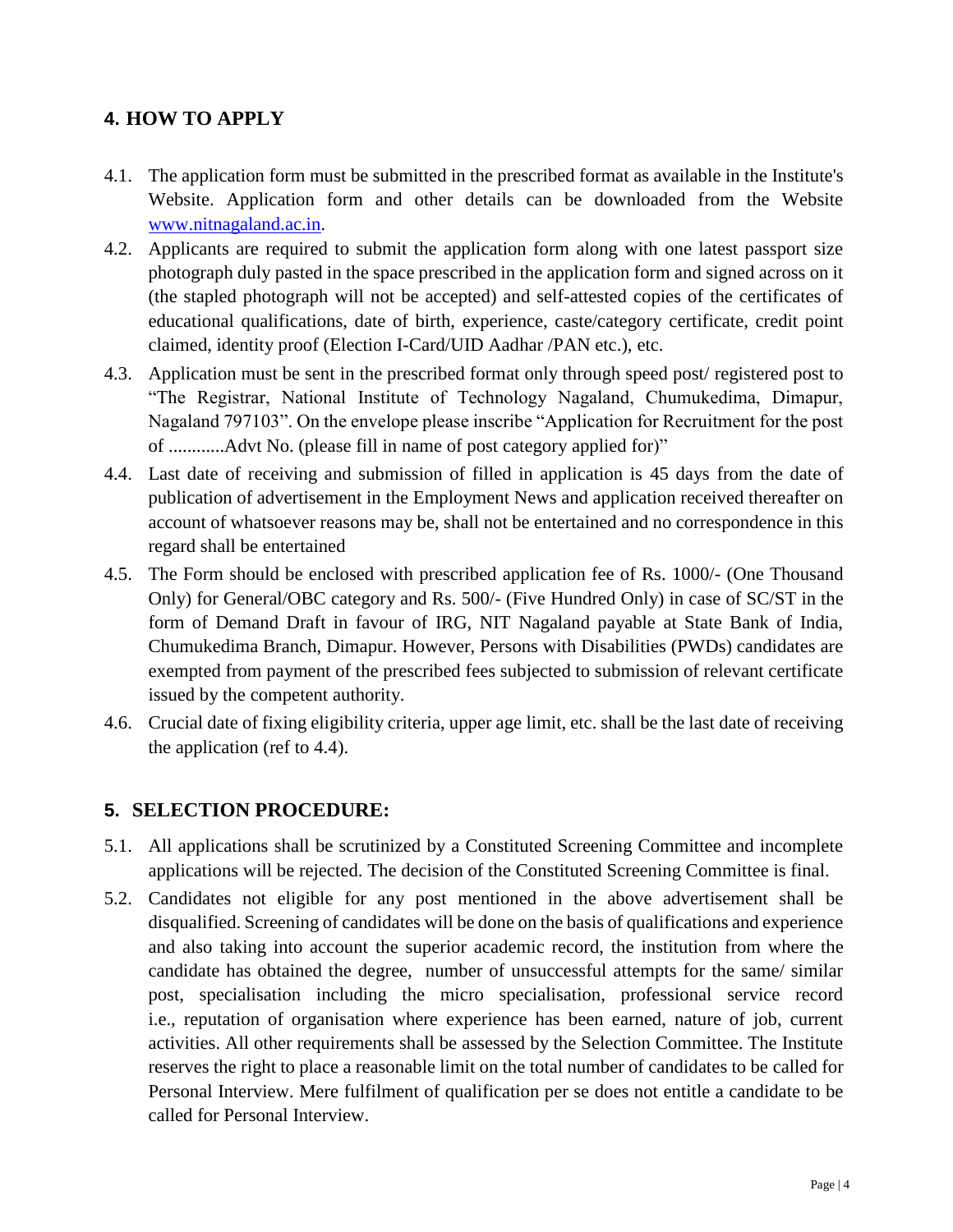## 4. HOW TO APPLY

4.1. The application form must be submitted in the prescribed format as available in the Institute's Website. Application form and other details can be downloaded from the Website [www.nitnagaland.ac.in](http://www.nitnagaland.ac.in).

4.2. Applicants are required to submit the application form along with one latest passport size photograph duly pasted in the space prescribed in the application form and signed across on it (the stapled photograph will not be accepted) and self-attested copies of the certificates of educational qualifications, date of birth, experience, caste/category certificate, credit point claimed, identity proof (Election I-Card/UID Aadhar /PAN etc.), etc.

4.3. Application must be sent in the prescribed format only through speed post/ registered post to "The Registrar, National Institute of Technology Nagaland, Chumukedima, Dimapur, Nagaland 797103". On the envelope please inscribe "Application for Recruitment for the post of ............Advt No. (please fill in name of post category applied for)"

4.4. Last date of receiving and submission of filled in application is 45 days from the date of publication of advertisement in the Employment News and application received thereafter on account of whatsoever reasons may be, shall not be entertained and no correspondence in this regard shall be entertained

4.5. The Form should be enclosed with prescribed application fee of Rs. 1000/- (One Thousand Only) for General/OBC category and Rs. 500/- (Five Hundred Only) in case of SC/ST in the form of Demand Draft in favour of IRG, NIT Nagaland payable at State Bank of India, Chumukedima Branch, Dimapur. However, Persons with Disabilities (PWDs) candidates are exempted from payment of the prescribed fees subjected to submission of relevant certificate issued by the competent authority.

4.6. Crucial date of fixing eligibility criteria, upper age limit, etc. shall be the last date of receiving the application (ref to 4.4).

## 5. SELECTION PROCEDURE:

5.1. All applications shall be scrutinized by a Constituted Screening Committee and incomplete applications will be rejected. The decision of the Constituted Screening Committee is final.

5.2. Candidates not eligible for any post mentioned in the above advertisement shall be disqualified. Screening of candidates will be done on the basis of qualifications and experience and also taking into account the superior academic record, the institution from where the candidate has obtained the degree, number of unsuccessful attempts for the same/ similar post, specialisation including the micro specialisation, professional service record i.e., reputation of organisation where experience has been earned, nature of job, current activities. All other requirements shall be assessed by the Selection Committee. The Institute reserves the right to place a reasonable limit on the total number of candidates to be called for Personal Interview. Mere fulfilment of qualification per se does not entitle a candidate to be called for Personal Interview.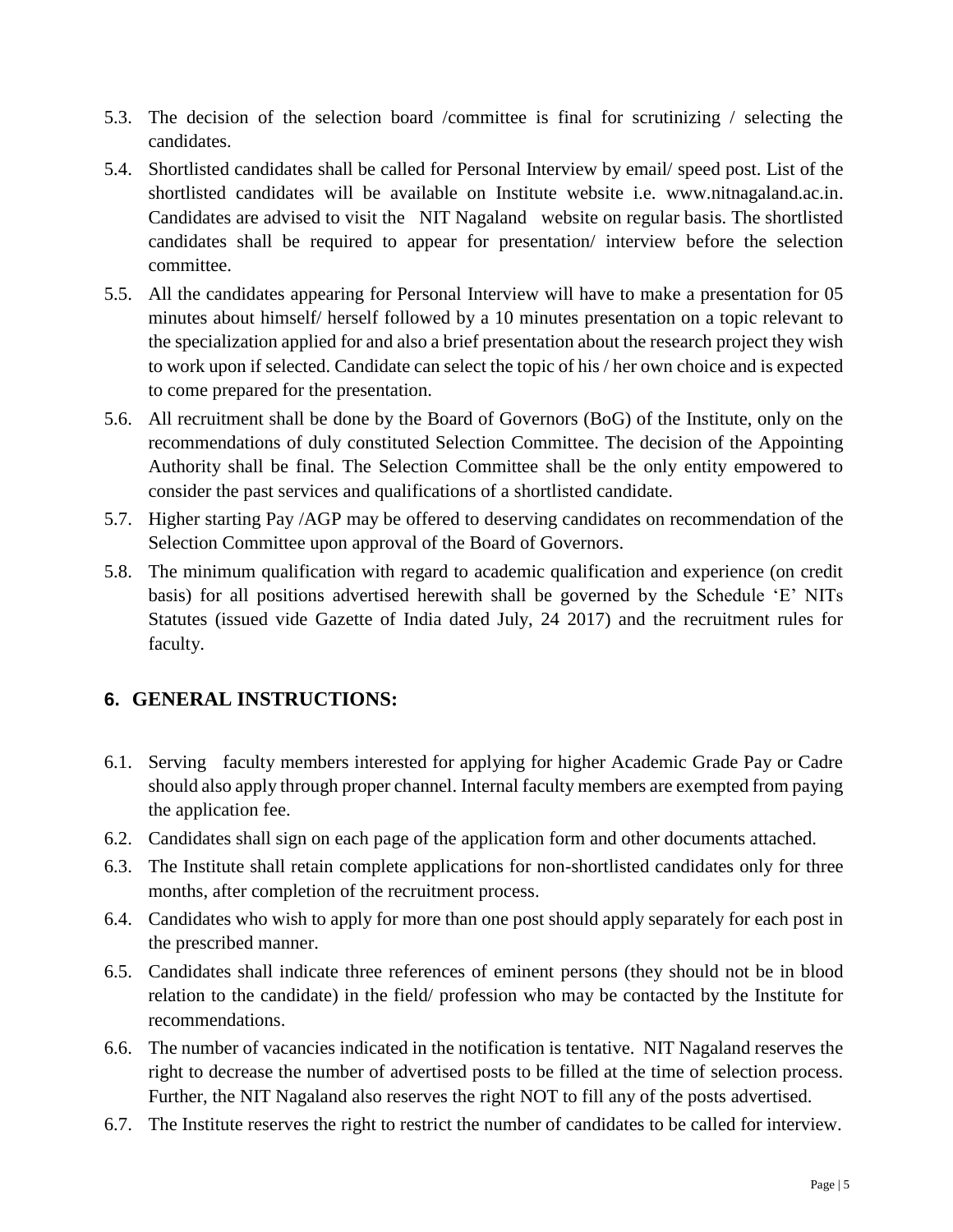5.3. The decision of the selection board /committee is final for scrutinizing / selecting the candidates.

5.4. Shortlisted candidates shall be called for Personal Interview by email/ speed post. List of the shortlisted candidates will be available on Institute website i.e. www.nitnagaland.ac.in. Candidates are advised to visit the NIT Nagaland website on regular basis. The shortlisted candidates shall be required to appear for presentation/ interview before the selection committee.

5.5. All the candidates appearing for Personal Interview will have to make a presentation for 05 minutes about himself/ herself followed by a 10 minutes presentation on a topic relevant to the specialization applied for and also a brief presentation about the research project they wish to work upon if selected. Candidate can select the topic of his / her own choice and is expected to come prepared for the presentation.

5.6. All recruitment shall be done by the Board of Governors (BoG) of the Institute, only on the recommendations of duly constituted Selection Committee. The decision of the Appointing Authority shall be final. The Selection Committee shall be the only entity empowered to consider the past services and qualifications of a shortlisted candidate.

5.7. Higher starting Pay /AGP may be offered to deserving candidates on recommendation of the Selection Committee upon approval of the Board of Governors.

5.8. The minimum qualification with regard to academic qualification and experience (on credit basis) for all positions advertised herewith shall be governed by the Schedule 'E' NITs Statutes (issued vide Gazette of India dated July, 24 2017) and the recruitment rules for faculty.

## 6. GENERAL INSTRUCTIONS:

6.1. Serving faculty members interested for applying for higher Academic Grade Pay or Cadre should also apply through proper channel. Internal faculty members are exempted from paying the application fee.

6.2. Candidates shall sign on each page of the application form and other documents attached.

6.3. The Institute shall retain complete applications for non-shortlisted candidates only for three months, after completion of the recruitment process.

6.4. Candidates who wish to apply for more than one post should apply separately for each post in the prescribed manner.

6.5. Candidates shall indicate three references of eminent persons (they should not be in blood relation to the candidate) in the field/ profession who may be contacted by the Institute for recommendations.

6.6. The number of vacancies indicated in the notification is tentative. NIT Nagaland reserves the right to decrease the number of advertised posts to be filled at the time of selection process. Further, the NIT Nagaland also reserves the right NOT to fill any of the posts advertised.

6.7. The Institute reserves the right to restrict the number of candidates to be called for interview.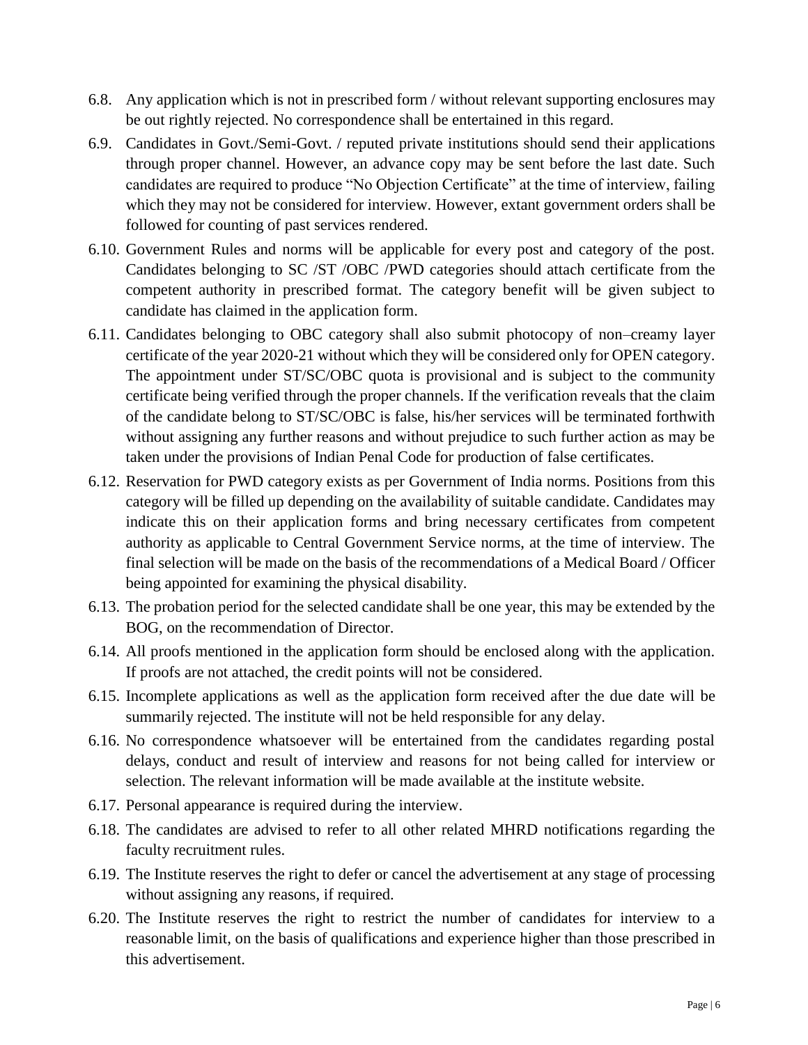6.8. Any application which is not in prescribed form / without relevant supporting enclosures may be out rightly rejected. No correspondence shall be entertained in this regard.

6.9. Candidates in Govt./Semi-Govt. / reputed private institutions should send their applications through proper channel. However, an advance copy may be sent before the last date. Such candidates are required to produce "No Objection Certificate" at the time of interview, failing which they may not be considered for interview. However, extant government orders shall be followed for counting of past services rendered.

6.10. Government Rules and norms will be applicable for every post and category of the post. Candidates belonging to SC /ST /OBC /PWD categories should attach certificate from the competent authority in prescribed format. The category benefit will be given subject to candidate has claimed in the application form.

6.11. Candidates belonging to OBC category shall also submit photocopy of non–creamy layer certificate of the year 2020-21 without which they will be considered only for OPEN category. The appointment under ST/SC/OBC quota is provisional and is subject to the community certificate being verified through the proper channels. If the verification reveals that the claim of the candidate belong to ST/SC/OBC is false, his/her services will be terminated forthwith without assigning any further reasons and without prejudice to such further action as may be taken under the provisions of Indian Penal Code for production of false certificates.

6.12. Reservation for PWD category exists as per Government of India norms. Positions from this category will be filled up depending on the availability of suitable candidate. Candidates may indicate this on their application forms and bring necessary certificates from competent authority as applicable to Central Government Service norms, at the time of interview. The final selection will be made on the basis of the recommendations of a Medical Board / Officer being appointed for examining the physical disability.

6.13. The probation period for the selected candidate shall be one year, this may be extended by the BOG, on the recommendation of Director.

6.14. All proofs mentioned in the application form should be enclosed along with the application. If proofs are not attached, the credit points will not be considered.

6.15. Incomplete applications as well as the application form received after the due date will be summarily rejected. The institute will not be held responsible for any delay.

6.16. No correspondence whatsoever will be entertained from the candidates regarding postal delays, conduct and result of interview and reasons for not being called for interview or selection. The relevant information will be made available at the institute website.

6.17. Personal appearance is required during the interview.

6.18. The candidates are advised to refer to all other related MHRD notifications regarding the faculty recruitment rules.

6.19. The Institute reserves the right to defer or cancel the advertisement at any stage of processing without assigning any reasons, if required.

6.20. The Institute reserves the right to restrict the number of candidates for interview to a reasonable limit, on the basis of qualifications and experience higher than those prescribed in this advertisement.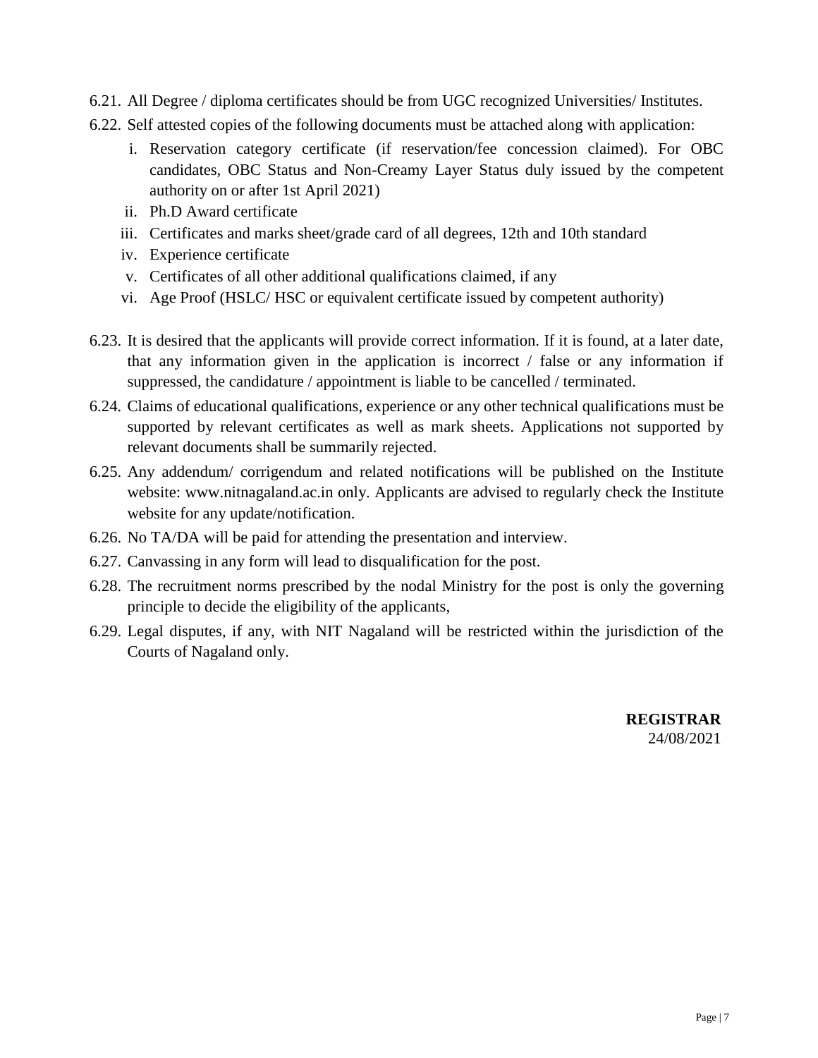6.21. All Degree / diploma certificates should be from UGC recognized Universities/ Institutes.

6.22. Self attested copies of the following documents must be attached along with application:

   i. Reservation category certificate (if reservation/fee concession claimed). For OBC candidates, OBC Status and Non-Creamy Layer Status duly issued by the competent authority on or after 1st April 2021)
   ii. Ph.D Award certificate
   iii. Certificates and marks sheet/grade card of all degrees, 12th and 10th standard
   iv. Experience certificate
   v. Certificates of all other additional qualifications claimed, if any
   vi. Age Proof (HSLC/ HSC or equivalent certificate issued by competent authority)

6.23. It is desired that the applicants will provide correct information. If it is found, at a later date, that any information given in the application is incorrect / false or any information if suppressed, the candidature / appointment is liable to be cancelled / terminated.

6.24. Claims of educational qualifications, experience or any other technical qualifications must be supported by relevant certificates as well as mark sheets. Applications not supported by relevant documents shall be summarily rejected.

6.25. Any addendum/ corrigendum and related notifications will be published on the Institute website: www.nitnagaland.ac.in only. Applicants are advised to regularly check the Institute website for any update/notification.

6.26. No TA/DA will be paid for attending the presentation and interview.

6.27. Canvassing in any form will lead to disqualification for the post.

6.28. The recruitment norms prescribed by the nodal Ministry for the post is only the governing principle to decide the eligibility of the applicants,

6.29. Legal disputes, if any, with NIT Nagaland will be restricted within the jurisdiction of the Courts of Nagaland only.

**REGISTRAR**
24/08/2021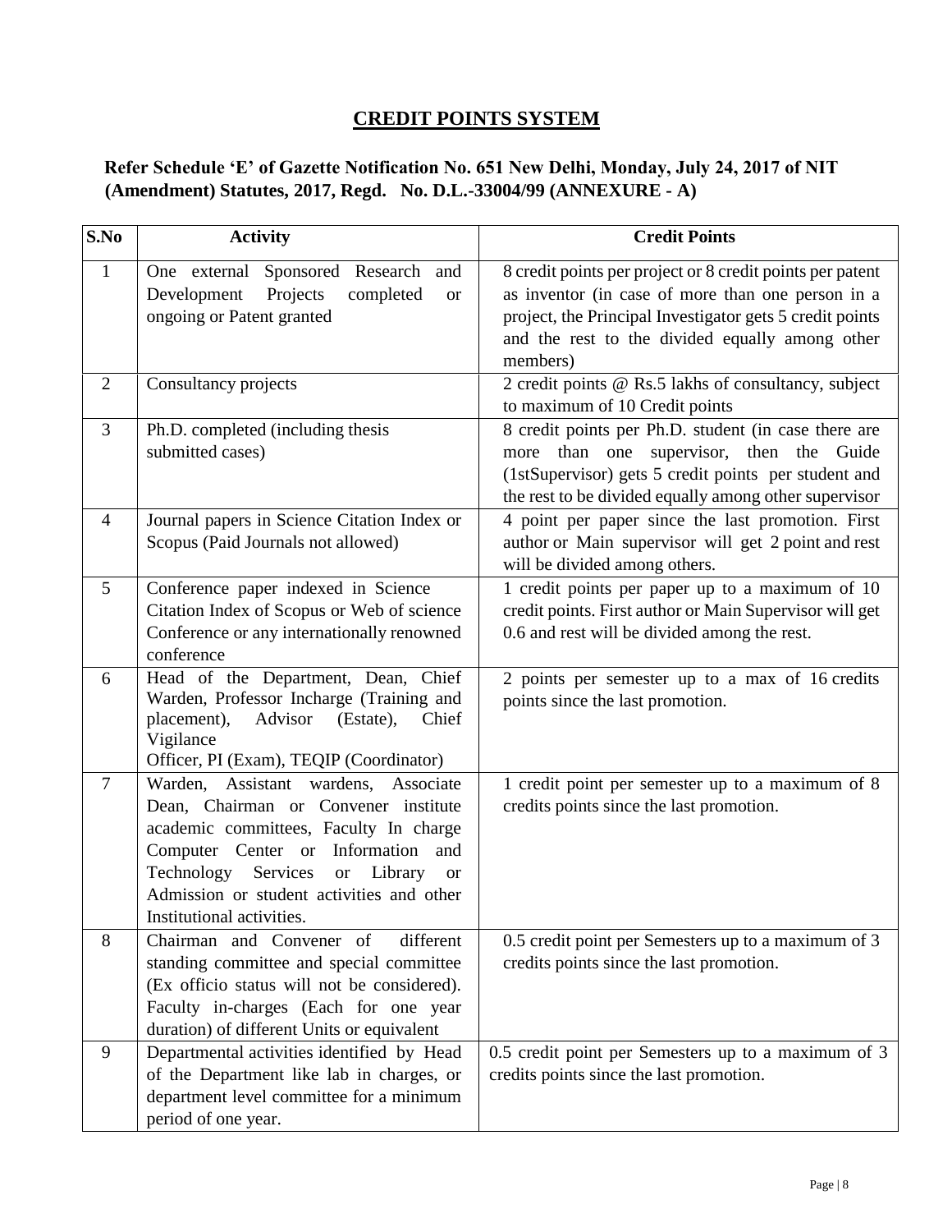# CREDIT POINTS SYSTEM

**Refer Schedule 'E' of Gazette Notification No. 651 New Delhi, Monday, July 24, 2017 of NIT (Amendment) Statutes, 2017, Regd. No. D.L.-33004/99 (ANNEXURE - A)**

| S.No | Activity | Credit Points |
|---|---|---|
| 1 | One external Sponsored Research and Development Projects completed or ongoing or Patent granted | 8 credit points per project or 8 credit points per patent as inventor (in case of more than one person in a project, the Principal Investigator gets 5 credit points and the rest to the divided equally among other members) |
| 2 | Consultancy projects | 2 credit points @ Rs.5 lakhs of consultancy, subject to maximum of 10 Credit points |
| 3 | Ph.D. completed (including thesis submitted cases) | 8 credit points per Ph.D. student (in case there are more than one supervisor, then the Guide (1stSupervisor) gets 5 credit points per student and the rest to be divided equally among other supervisor |
| 4 | Journal papers in Science Citation Index or Scopus (Paid Journals not allowed) | 4 point per paper since the last promotion. First author or Main supervisor will get 2 point and rest will be divided among others. |
| 5 | Conference paper indexed in Science Citation Index of Scopus or Web of science Conference or any internationally renowned conference | 1 credit points per paper up to a maximum of 10 credit points. First author or Main Supervisor will get 0.6 and rest will be divided among the rest. |
| 6 | Head of the Department, Dean, Chief Warden, Professor Incharge (Training and placement), Advisor (Estate), Chief Vigilance Officer, PI (Exam), TEQIP (Coordinator) | 2 points per semester up to a max of 16 credits points since the last promotion. |
| 7 | Warden, Assistant wardens, Associate Dean, Chairman or Convener institute academic committees, Faculty In charge Computer Center or Information and Technology Services or Library or Admission or student activities and other Institutional activities. | 1 credit point per semester up to a maximum of 8 credits points since the last promotion. |
| 8 | Chairman and Convener of different standing committee and special committee (Ex officio status will not be considered). Faculty in-charges (Each for one year duration) of different Units or equivalent | 0.5 credit point per Semesters up to a maximum of 3 credits points since the last promotion. |
| 9 | Departmental activities identified by Head of the Department like lab in charges, or department level committee for a minimum period of one year. | 0.5 credit point per Semesters up to a maximum of 3 credits points since the last promotion. |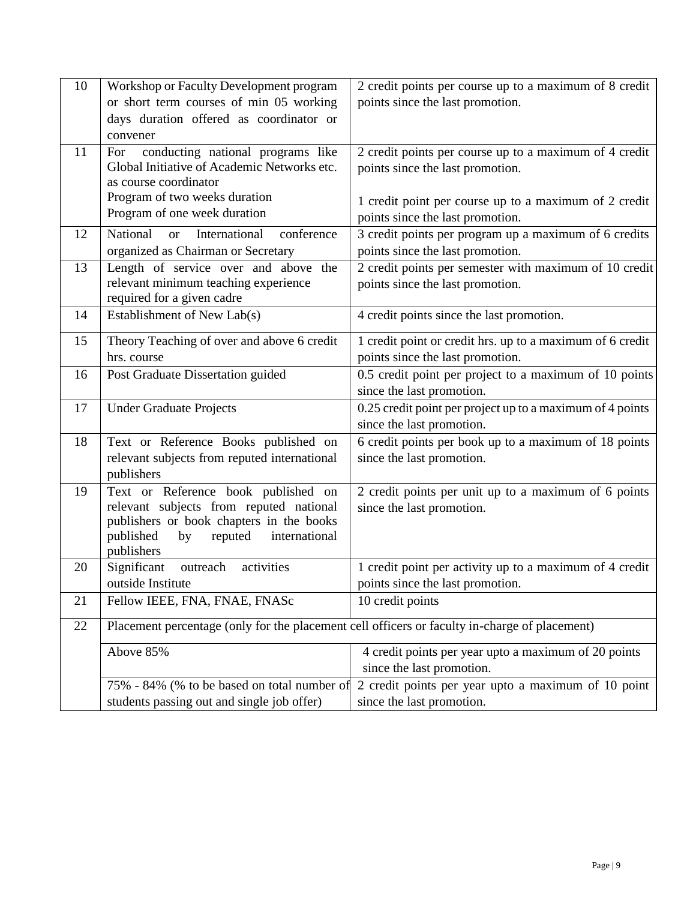| 10 | Workshop or Faculty Development program or short term courses of min 05 working days duration offered as coordinator or convener | 2 credit points per course up to a maximum of 8 credit points since the last promotion. |
|---|---|---|
| 11 | For conducting national programs like Global Initiative of Academic Networks etc. as course coordinator<br>Program of two weeks duration<br>Program of one week duration | 2 credit points per course up to a maximum of 4 credit points since the last promotion.<br><br>1 credit point per course up to a maximum of 2 credit points since the last promotion. |
| 12 | National or International conference organized as Chairman or Secretary | 3 credit points per program up a maximum of 6 credits points since the last promotion. |
| 13 | Length of service over and above the relevant minimum teaching experience required for a given cadre | 2 credit points per semester with maximum of 10 credit points since the last promotion. |
| 14 | Establishment of New Lab(s) | 4 credit points since the last promotion. |
| 15 | Theory Teaching of over and above 6 credit hrs. course | 1 credit point or credit hrs. up to a maximum of 6 credit points since the last promotion. |
| 16 | Post Graduate Dissertation guided | 0.5 credit point per project to a maximum of 10 points since the last promotion. |
| 17 | Under Graduate Projects | 0.25 credit point per project up to a maximum of 4 points since the last promotion. |
| 18 | Text or Reference Books published on relevant subjects from reputed international publishers | 6 credit points per book up to a maximum of 18 points since the last promotion. |
| 19 | Text or Reference book published on relevant subjects from reputed national publishers or book chapters in the books published by reputed international publishers | 2 credit points per unit up to a maximum of 6 points since the last promotion. |
| 20 | Significant outreach activities outside Institute | 1 credit point per activity up to a maximum of 4 credit points since the last promotion. |
| 21 | Fellow IEEE, FNA, FNAE, FNASc | 10 credit points |
| 22 | Placement percentage (only for the placement cell officers or faculty in-charge of placement) | |
| | Above 85% | 4 credit points per year upto a maximum of 20 points since the last promotion. |
| | 75% - 84% (% to be based on total number of students passing out and single job offer) | 2 credit points per year upto a maximum of 10 point since the last promotion. |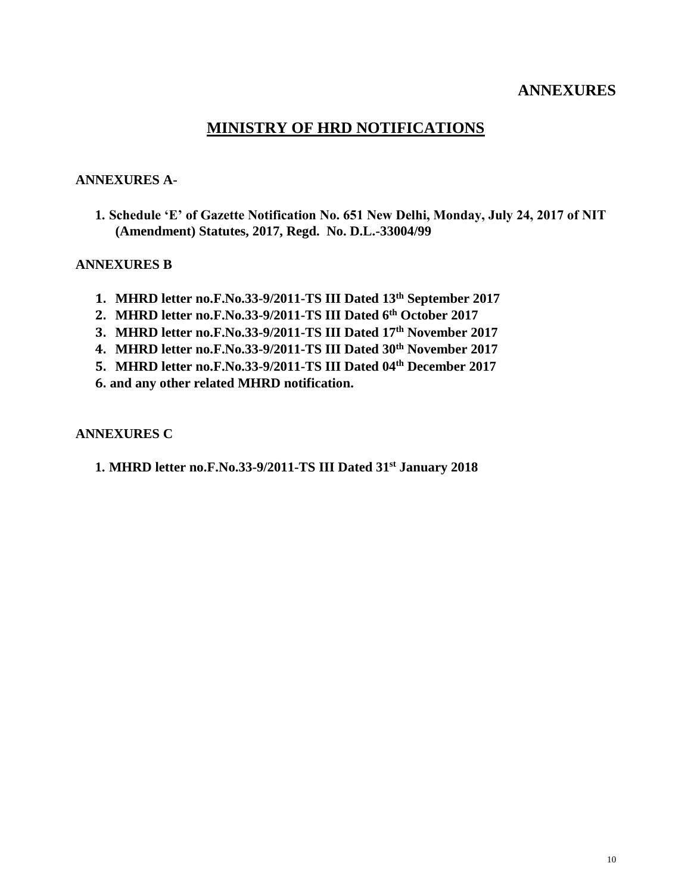# ANNEXURES

## MINISTRY OF HRD NOTIFICATIONS

**ANNEXURES A-**

1. **Schedule 'E' of Gazette Notification No. 651 New Delhi, Monday, July 24, 2017 of NIT (Amendment) Statutes, 2017, Regd. No. D.L.-33004/99**

**ANNEXURES B**

1. **MHRD letter no.F.No.33-9/2011-TS III Dated 13th September 2017**
2. **MHRD letter no.F.No.33-9/2011-TS III Dated 6th October 2017**
3. **MHRD letter no.F.No.33-9/2011-TS III Dated 17th November 2017**
4. **MHRD letter no.F.No.33-9/2011-TS III Dated 30th November 2017**
5. **MHRD letter no.F.No.33-9/2011-TS III Dated 04th December 2017**
6. **and any other related MHRD notification.**

**ANNEXURES C**

1. **MHRD letter no.F.No.33-9/2011-TS III Dated 31st January 2018**